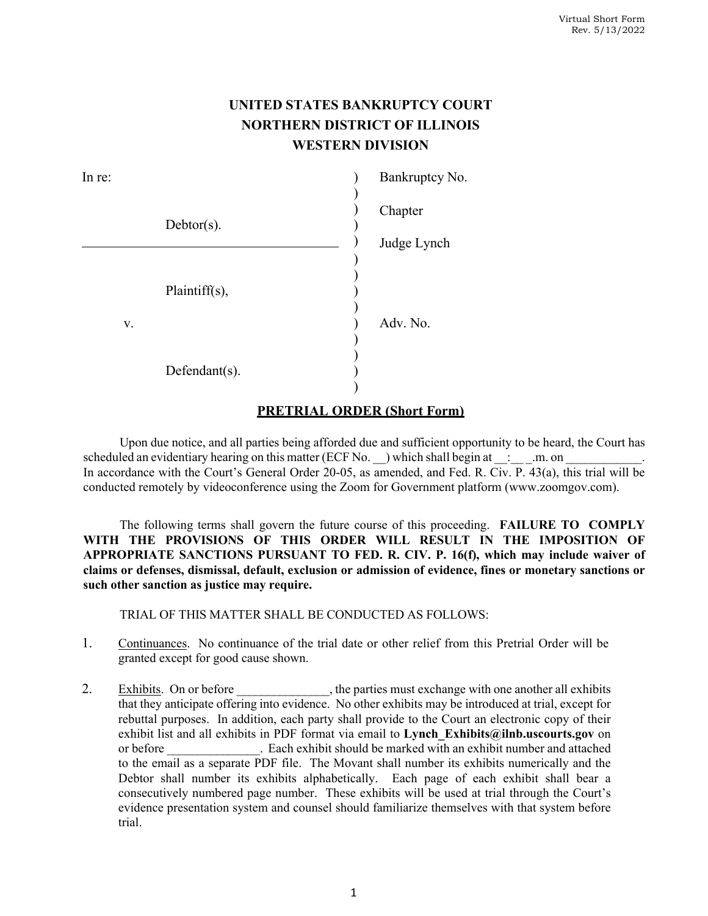Virtual Short Form
Rev. 5/13/2022

**UNITED STATES BANKRUPTCY COURT**
**NORTHERN DISTRICT OF ILLINOIS**
**WESTERN DIVISION**

| | | |
|---|---|---|
| In re: | ) | Bankruptcy No. |
| | ) | |
| | ) | Chapter |
| Debtor(s). | ) | |
| | ) | Judge Lynch |
| | ) | |
| | ) | |
| Plaintiff(s), | ) | |
| | ) | |
| v. | ) | Adv. No. |
| | ) | |
| | ) | |
| Defendant(s). | ) | |
| | ) | |

**PRETRIAL ORDER (Short Form)**

Upon due notice, and all parties being afforded due and sufficient opportunity to be heard, the Court has scheduled an evidentiary hearing on this matter (ECF No. __) which shall begin at __:__ _.m. on ____________. In accordance with the Court's General Order 20-05, as amended, and Fed. R. Civ. P. 43(a), this trial will be conducted remotely by videoconference using the Zoom for Government platform (www.zoomgov.com).

The following terms shall govern the future course of this proceeding. **FAILURE TO COMPLY WITH THE PROVISIONS OF THIS ORDER WILL RESULT IN THE IMPOSITION OF APPROPRIATE SANCTIONS PURSUANT TO FED. R. CIV. P. 16(f), which may include waiver of claims or defenses, dismissal, default, exclusion or admission of evidence, fines or monetary sanctions or such other sanction as justice may require.**

TRIAL OF THIS MATTER SHALL BE CONDUCTED AS FOLLOWS:

1. Continuances. No continuance of the trial date or other relief from this Pretrial Order will be granted except for good cause shown.

2. Exhibits. On or before _______________, the parties must exchange with one another all exhibits that they anticipate offering into evidence. No other exhibits may be introduced at trial, except for rebuttal purposes. In addition, each party shall provide to the Court an electronic copy of their exhibit list and all exhibits in PDF format via email to **Lynch_Exhibits@ilnb.uscourts.gov** on or before _______________. Each exhibit should be marked with an exhibit number and attached to the email as a separate PDF file. The Movant shall number its exhibits numerically and the Debtor shall number its exhibits alphabetically. Each page of each exhibit shall bear a consecutively numbered page number. These exhibits will be used at trial through the Court's evidence presentation system and counsel should familiarize themselves with that system before trial.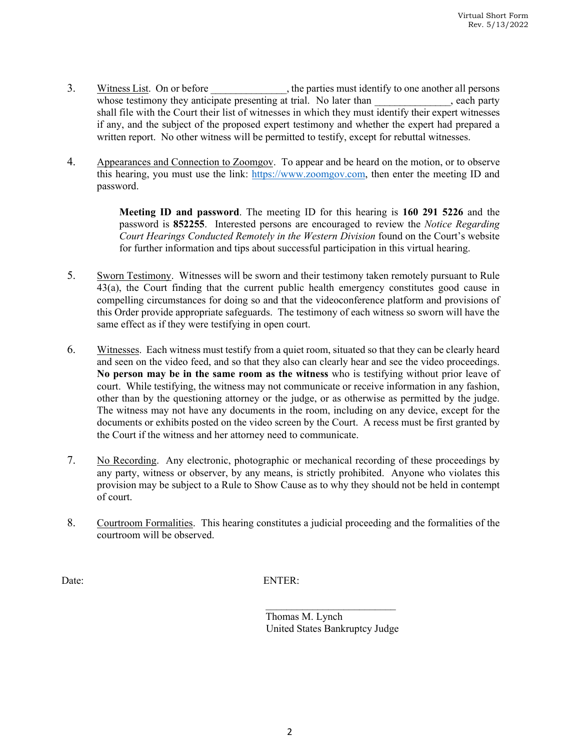3. Witness List. On or before _______________, the parties must identify to one another all persons whose testimony they anticipate presenting at trial. No later than _______________, each party shall file with the Court their list of witnesses in which they must identify their expert witnesses if any, and the subject of the proposed expert testimony and whether the expert had prepared a written report. No other witness will be permitted to testify, except for rebuttal witnesses.

4. Appearances and Connection to Zoomgov. To appear and be heard on the motion, or to observe this hearing, you must use the link: https://www.zoomgov.com, then enter the meeting ID and password.

   **Meeting ID and password**. The meeting ID for this hearing is **160 291 5226** and the password is **852255**. Interested persons are encouraged to review the *Notice Regarding Court Hearings Conducted Remotely in the Western Division* found on the Court's website for further information and tips about successful participation in this virtual hearing.

5. Sworn Testimony. Witnesses will be sworn and their testimony taken remotely pursuant to Rule 43(a), the Court finding that the current public health emergency constitutes good cause in compelling circumstances for doing so and that the videoconference platform and provisions of this Order provide appropriate safeguards. The testimony of each witness so sworn will have the same effect as if they were testifying in open court.

6. Witnesses. Each witness must testify from a quiet room, situated so that they can be clearly heard and seen on the video feed, and so that they also can clearly hear and see the video proceedings. **No person may be in the same room as the witness** who is testifying without prior leave of court. While testifying, the witness may not communicate or receive information in any fashion, other than by the questioning attorney or the judge, or as otherwise as permitted by the judge. The witness may not have any documents in the room, including on any device, except for the documents or exhibits posted on the video screen by the Court. A recess must be first granted by the Court if the witness and her attorney need to communicate.

7. No Recording. Any electronic, photographic or mechanical recording of these proceedings by any party, witness or observer, by any means, is strictly prohibited. Anyone who violates this provision may be subject to a Rule to Show Cause as to why they should not be held in contempt of court.

8. Courtroom Formalities. This hearing constitutes a judicial proceeding and the formalities of the courtroom will be observed.

Date:

ENTER:

___________________________

Thomas M. Lynch
United States Bankruptcy Judge